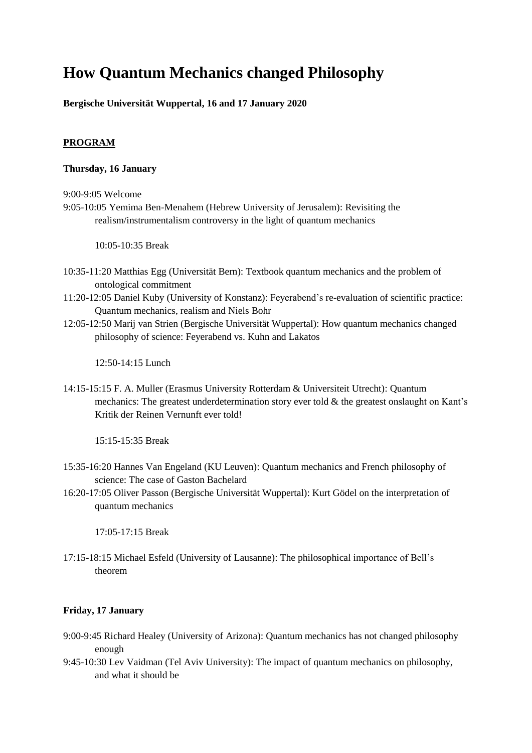# How Quantum Mechanics changed Philosophy

**Bergische Universität Wuppertal, 16 and 17 January 2020**

**PROGRAM**

**Thursday, 16 January**

9:00-9:05 Welcome

9:05-10:05 Yemima Ben-Menahem (Hebrew University of Jerusalem): Revisiting the realism/instrumentalism controversy in the light of quantum mechanics

10:05-10:35 Break

10:35-11:20 Matthias Egg (Universität Bern): Textbook quantum mechanics and the problem of ontological commitment

11:20-12:05 Daniel Kuby (University of Konstanz): Feyerabend's re-evaluation of scientific practice: Quantum mechanics, realism and Niels Bohr

12:05-12:50 Marij van Strien (Bergische Universität Wuppertal): How quantum mechanics changed philosophy of science: Feyerabend vs. Kuhn and Lakatos

12:50-14:15 Lunch

14:15-15:15 F. A. Muller (Erasmus University Rotterdam & Universiteit Utrecht): Quantum mechanics: The greatest underdetermination story ever told & the greatest onslaught on Kant's Kritik der Reinen Vernunft ever told!

15:15-15:35 Break

15:35-16:20 Hannes Van Engeland (KU Leuven): Quantum mechanics and French philosophy of science: The case of Gaston Bachelard

16:20-17:05 Oliver Passon (Bergische Universität Wuppertal): Kurt Gödel on the interpretation of quantum mechanics

17:05-17:15 Break

17:15-18:15 Michael Esfeld (University of Lausanne): The philosophical importance of Bell's theorem

**Friday, 17 January**

9:00-9:45 Richard Healey (University of Arizona): Quantum mechanics has not changed philosophy enough

9:45-10:30 Lev Vaidman (Tel Aviv University): The impact of quantum mechanics on philosophy, and what it should be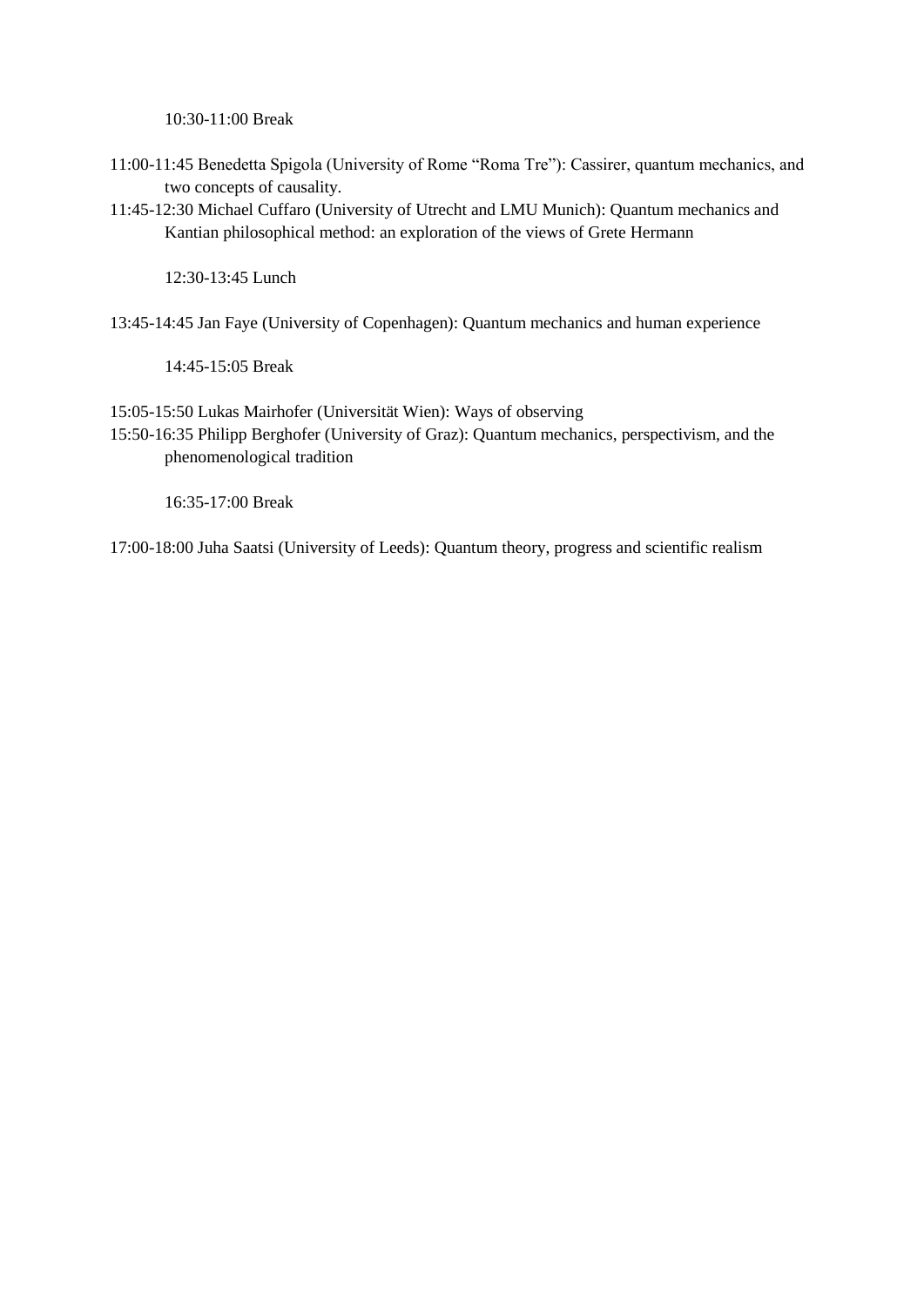10:30-11:00 Break

11:00-11:45 Benedetta Spigola (University of Rome “Roma Tre”): Cassirer, quantum mechanics, and two concepts of causality.

11:45-12:30 Michael Cuffaro (University of Utrecht and LMU Munich): Quantum mechanics and Kantian philosophical method: an exploration of the views of Grete Hermann

12:30-13:45 Lunch

13:45-14:45 Jan Faye (University of Copenhagen): Quantum mechanics and human experience

14:45-15:05 Break

15:05-15:50 Lukas Mairhofer (Universität Wien): Ways of observing

15:50-16:35 Philipp Berghofer (University of Graz): Quantum mechanics, perspectivism, and the phenomenological tradition

16:35-17:00 Break

17:00-18:00 Juha Saatsi (University of Leeds): Quantum theory, progress and scientific realism